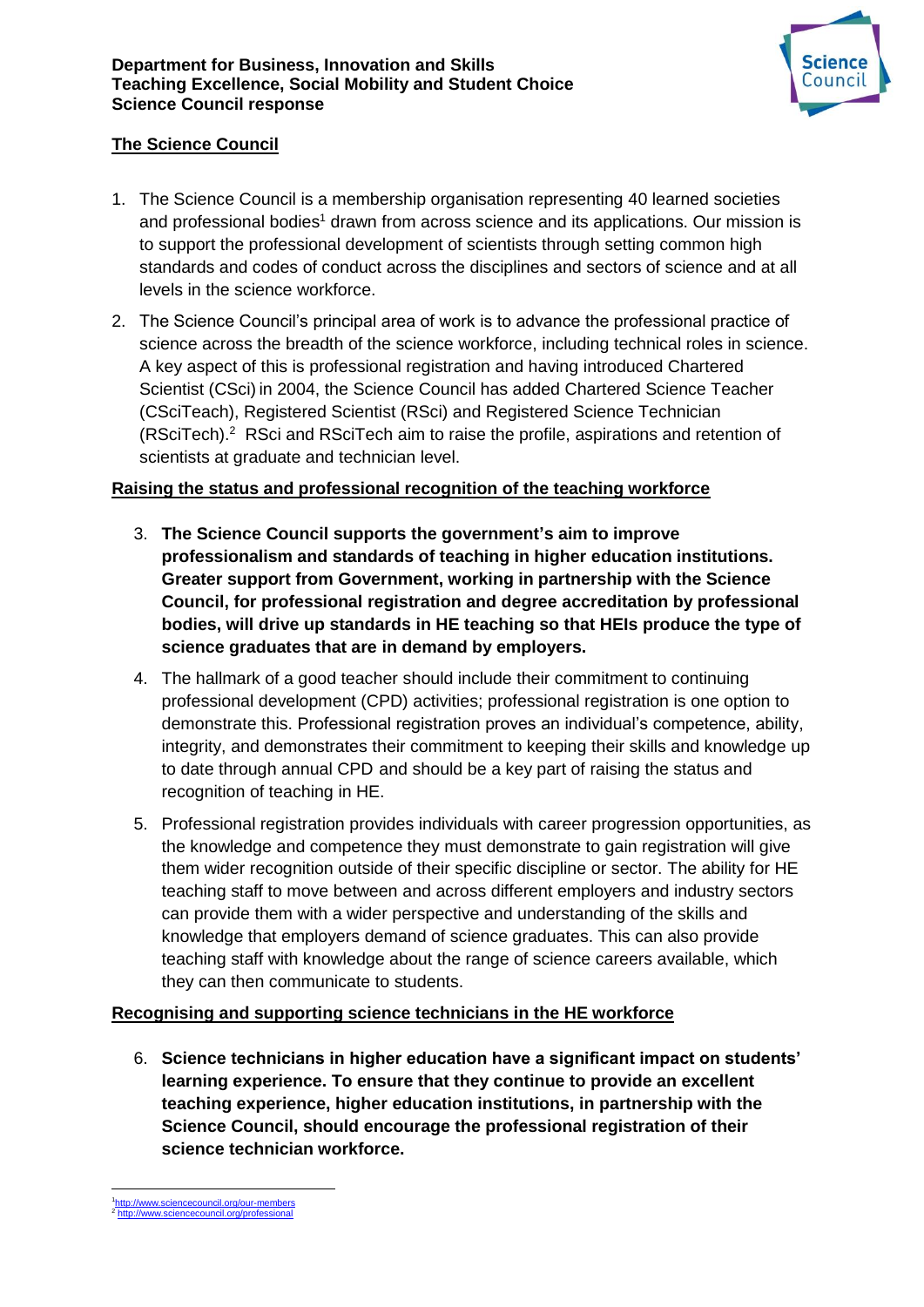**Department for Business, Innovation and Skills**
**Teaching Excellence, Social Mobility and Student Choice**
**Science Council response**

## The Science Council

1. The Science Council is a membership organisation representing 40 learned societies and professional bodies[1] drawn from across science and its applications. Our mission is to support the professional development of scientists through setting common high standards and codes of conduct across the disciplines and sectors of science and at all levels in the science workforce.

2. The Science Council's principal area of work is to advance the professional practice of science across the breadth of the science workforce, including technical roles in science. A key aspect of this is professional registration and having introduced Chartered Scientist (CSci) in 2004, the Science Council has added Chartered Science Teacher (CSciTeach), Registered Scientist (RSci) and Registered Science Technician (RSciTech).[2] RSci and RSciTech aim to raise the profile, aspirations and retention of scientists at graduate and technician level.

## Raising the status and professional recognition of the teaching workforce

3. **The Science Council supports the government's aim to improve professionalism and standards of teaching in higher education institutions. Greater support from Government, working in partnership with the Science Council, for professional registration and degree accreditation by professional bodies, will drive up standards in HE teaching so that HEIs produce the type of science graduates that are in demand by employers.**

4. The hallmark of a good teacher should include their commitment to continuing professional development (CPD) activities; professional registration is one option to demonstrate this. Professional registration proves an individual's competence, ability, integrity, and demonstrates their commitment to keeping their skills and knowledge up to date through annual CPD and should be a key part of raising the status and recognition of teaching in HE.

5. Professional registration provides individuals with career progression opportunities, as the knowledge and competence they must demonstrate to gain registration will give them wider recognition outside of their specific discipline or sector. The ability for HE teaching staff to move between and across different employers and industry sectors can provide them with a wider perspective and understanding of the skills and knowledge that employers demand of science graduates. This can also provide teaching staff with knowledge about the range of science careers available, which they can then communicate to students.

## Recognising and supporting science technicians in the HE workforce

6. **Science technicians in higher education have a significant impact on students' learning experience. To ensure that they continue to provide an excellent teaching experience, higher education institutions, in partnership with the Science Council, should encourage the professional registration of their science technician workforce.**

---

[1] http://www.sciencecouncil.org/our-members
[2] http://www.sciencecouncil.org/professional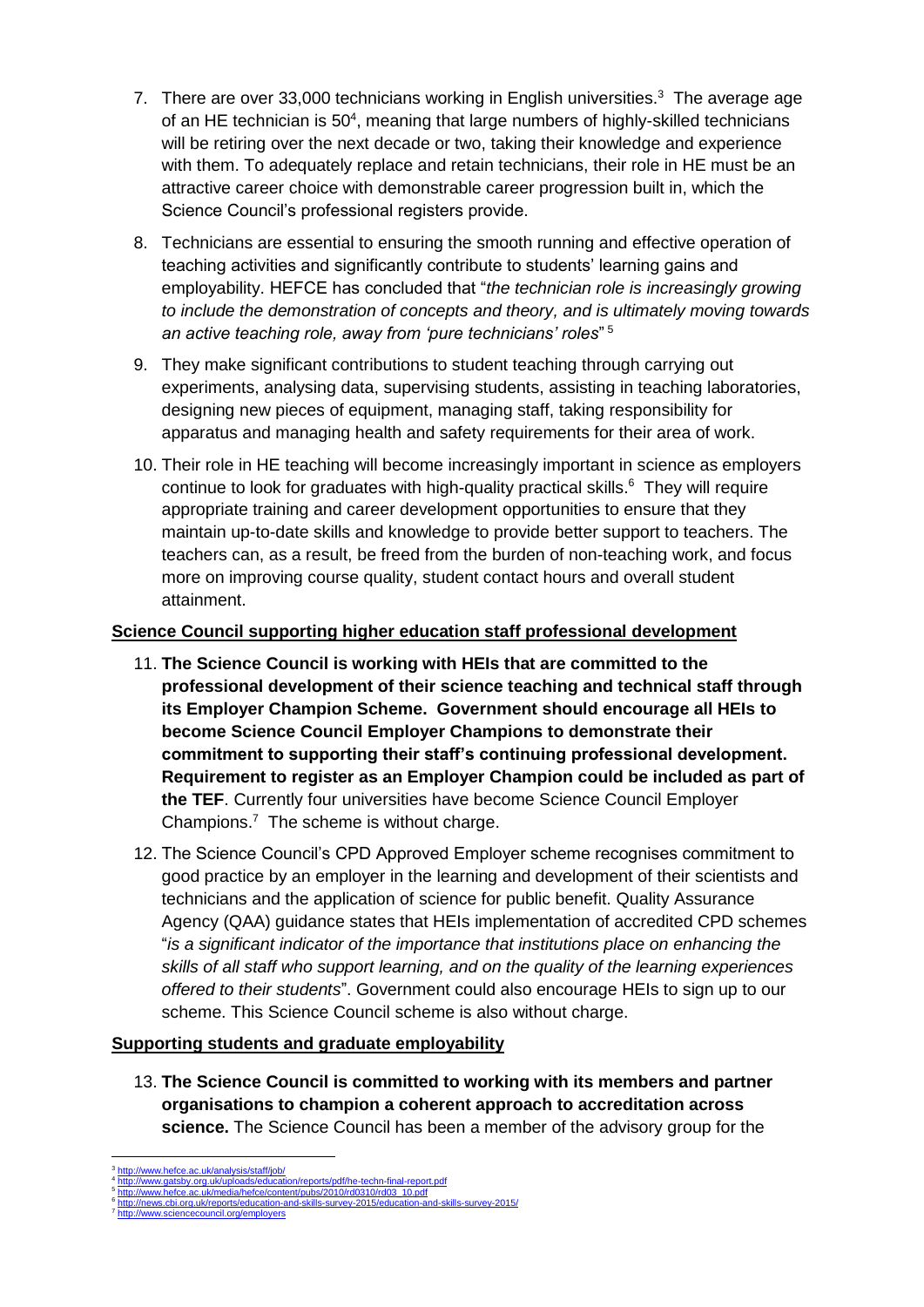7. There are over 33,000 technicians working in English universities.[3] The average age of an HE technician is 50[4], meaning that large numbers of highly-skilled technicians will be retiring over the next decade or two, taking their knowledge and experience with them. To adequately replace and retain technicians, their role in HE must be an attractive career choice with demonstrable career progression built in, which the Science Council's professional registers provide.

8. Technicians are essential to ensuring the smooth running and effective operation of teaching activities and significantly contribute to students' learning gains and employability. HEFCE has concluded that "*the technician role is increasingly growing to include the demonstration of concepts and theory, and is ultimately moving towards an active teaching role, away from 'pure technicians' roles*" [5]

9. They make significant contributions to student teaching through carrying out experiments, analysing data, supervising students, assisting in teaching laboratories, designing new pieces of equipment, managing staff, taking responsibility for apparatus and managing health and safety requirements for their area of work.

10. Their role in HE teaching will become increasingly important in science as employers continue to look for graduates with high-quality practical skills.[6] They will require appropriate training and career development opportunities to ensure that they maintain up-to-date skills and knowledge to provide better support to teachers. The teachers can, as a result, be freed from the burden of non-teaching work, and focus more on improving course quality, student contact hours and overall student attainment.

**Science Council supporting higher education staff professional development**

11. **The Science Council is working with HEIs that are committed to the professional development of their science teaching and technical staff through its Employer Champion Scheme. Government should encourage all HEIs to become Science Council Employer Champions to demonstrate their commitment to supporting their staff's continuing professional development. Requirement to register as an Employer Champion could be included as part of the TEF**. Currently four universities have become Science Council Employer Champions.[7] The scheme is without charge.

12. The Science Council's CPD Approved Employer scheme recognises commitment to good practice by an employer in the learning and development of their scientists and technicians and the application of science for public benefit. Quality Assurance Agency (QAA) guidance states that HEIs implementation of accredited CPD schemes "*is a significant indicator of the importance that institutions place on enhancing the skills of all staff who support learning, and on the quality of the learning experiences offered to their students*". Government could also encourage HEIs to sign up to our scheme. This Science Council scheme is also without charge.

**Supporting students and graduate employability**

13. **The Science Council is committed to working with its members and partner organisations to champion a coherent approach to accreditation across science.** The Science Council has been a member of the advisory group for the

---

[3] http://www.hefce.ac.uk/analysis/staff/job/
[4] http://www.gatsby.org.uk/uploads/education/reports/pdf/he-techn-final-report.pdf
[5] http://www.hefce.ac.uk/media/hefce/content/pubs/2010/rd0310/rd03_10.pdf
[6] http://news.cbi.org.uk/reports/education-and-skills-survey-2015/education-and-skills-survey-2015/
[7] http://www.sciencecouncil.org/employers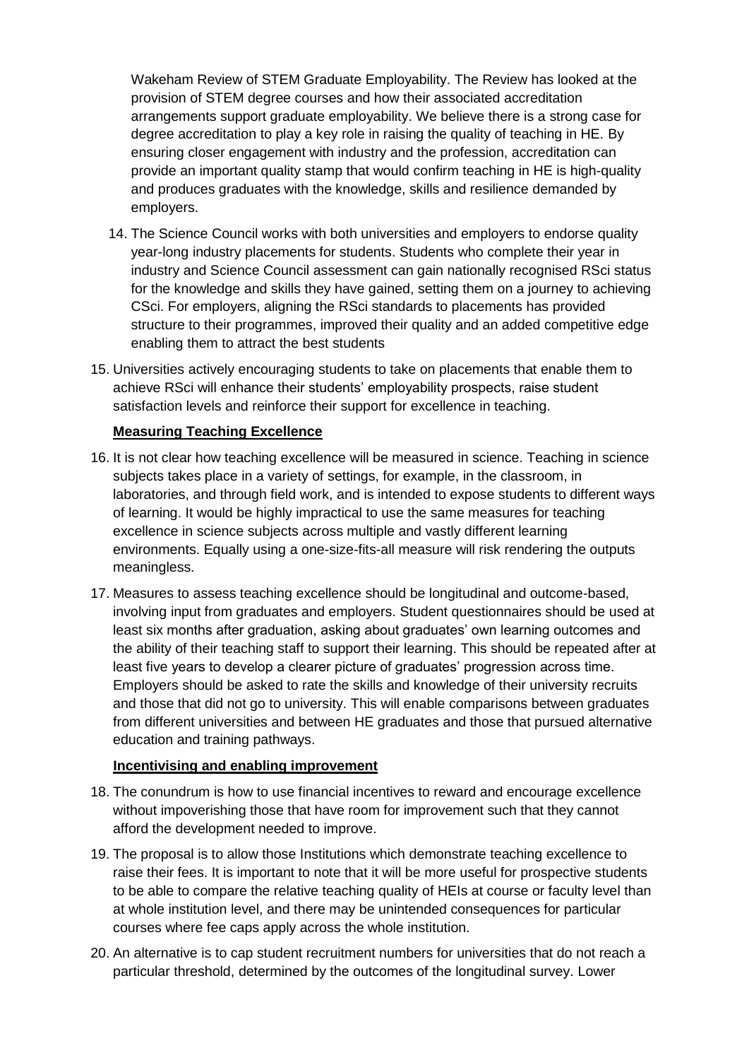Wakeham Review of STEM Graduate Employability. The Review has looked at the provision of STEM degree courses and how their associated accreditation arrangements support graduate employability. We believe there is a strong case for degree accreditation to play a key role in raising the quality of teaching in HE. By ensuring closer engagement with industry and the profession, accreditation can provide an important quality stamp that would confirm teaching in HE is high-quality and produces graduates with the knowledge, skills and resilience demanded by employers.

14. The Science Council works with both universities and employers to endorse quality year-long industry placements for students. Students who complete their year in industry and Science Council assessment can gain nationally recognised RSci status for the knowledge and skills they have gained, setting them on a journey to achieving CSci. For employers, aligning the RSci standards to placements has provided structure to their programmes, improved their quality and an added competitive edge enabling them to attract the best students

15. Universities actively encouraging students to take on placements that enable them to achieve RSci will enhance their students' employability prospects, raise student satisfaction levels and reinforce their support for excellence in teaching.

**Measuring Teaching Excellence**

16. It is not clear how teaching excellence will be measured in science. Teaching in science subjects takes place in a variety of settings, for example, in the classroom, in laboratories, and through field work, and is intended to expose students to different ways of learning. It would be highly impractical to use the same measures for teaching excellence in science subjects across multiple and vastly different learning environments. Equally using a one-size-fits-all measure will risk rendering the outputs meaningless.

17. Measures to assess teaching excellence should be longitudinal and outcome-based, involving input from graduates and employers. Student questionnaires should be used at least six months after graduation, asking about graduates' own learning outcomes and the ability of their teaching staff to support their learning. This should be repeated after at least five years to develop a clearer picture of graduates' progression across time. Employers should be asked to rate the skills and knowledge of their university recruits and those that did not go to university. This will enable comparisons between graduates from different universities and between HE graduates and those that pursued alternative education and training pathways.

**Incentivising and enabling improvement**

18. The conundrum is how to use financial incentives to reward and encourage excellence without impoverishing those that have room for improvement such that they cannot afford the development needed to improve.

19. The proposal is to allow those Institutions which demonstrate teaching excellence to raise their fees. It is important to note that it will be more useful for prospective students to be able to compare the relative teaching quality of HEIs at course or faculty level than at whole institution level, and there may be unintended consequences for particular courses where fee caps apply across the whole institution.

20. An alternative is to cap student recruitment numbers for universities that do not reach a particular threshold, determined by the outcomes of the longitudinal survey. Lower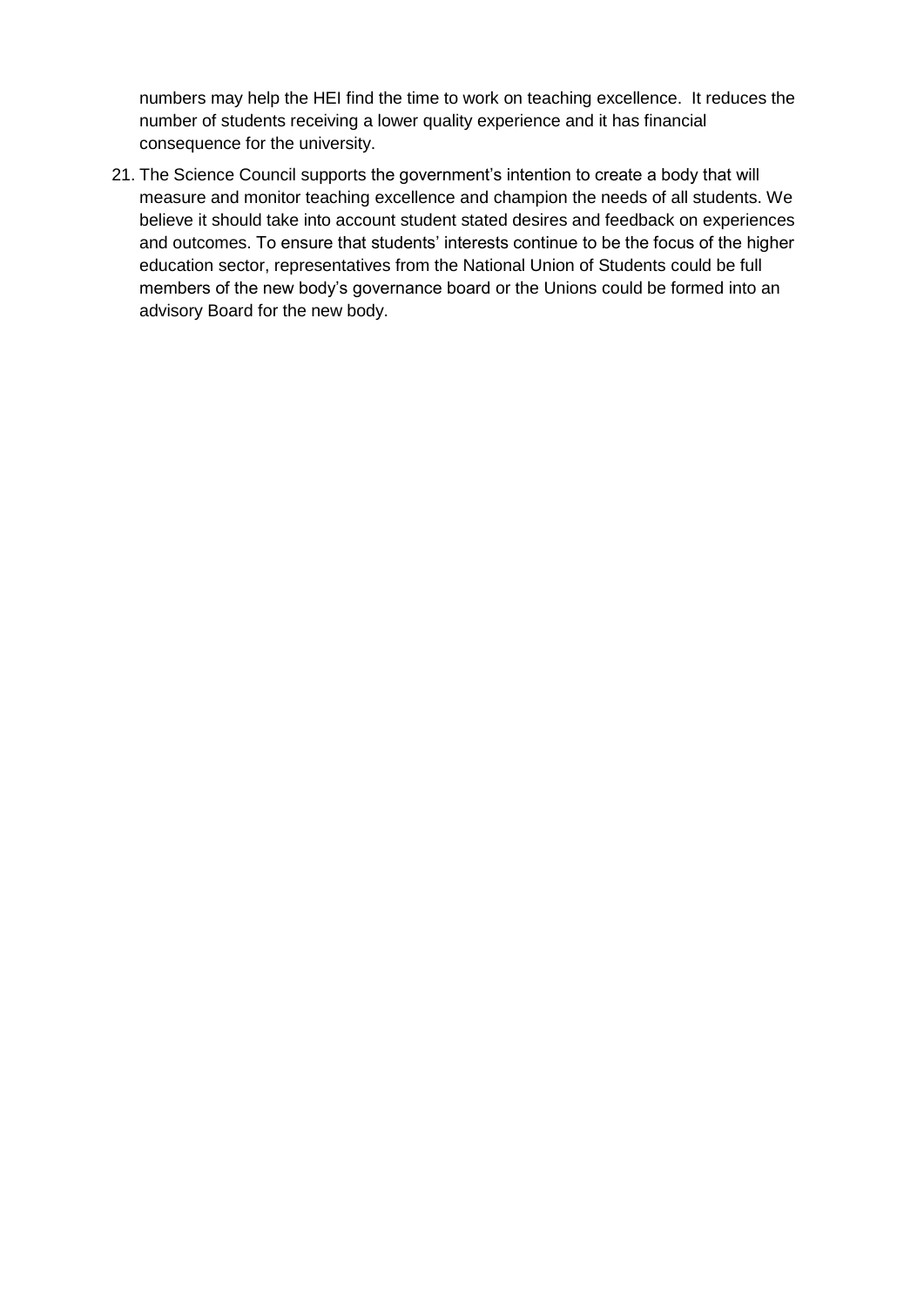numbers may help the HEI find the time to work on teaching excellence. It reduces the number of students receiving a lower quality experience and it has financial consequence for the university.

21. The Science Council supports the government's intention to create a body that will measure and monitor teaching excellence and champion the needs of all students. We believe it should take into account student stated desires and feedback on experiences and outcomes. To ensure that students' interests continue to be the focus of the higher education sector, representatives from the National Union of Students could be full members of the new body's governance board or the Unions could be formed into an advisory Board for the new body.